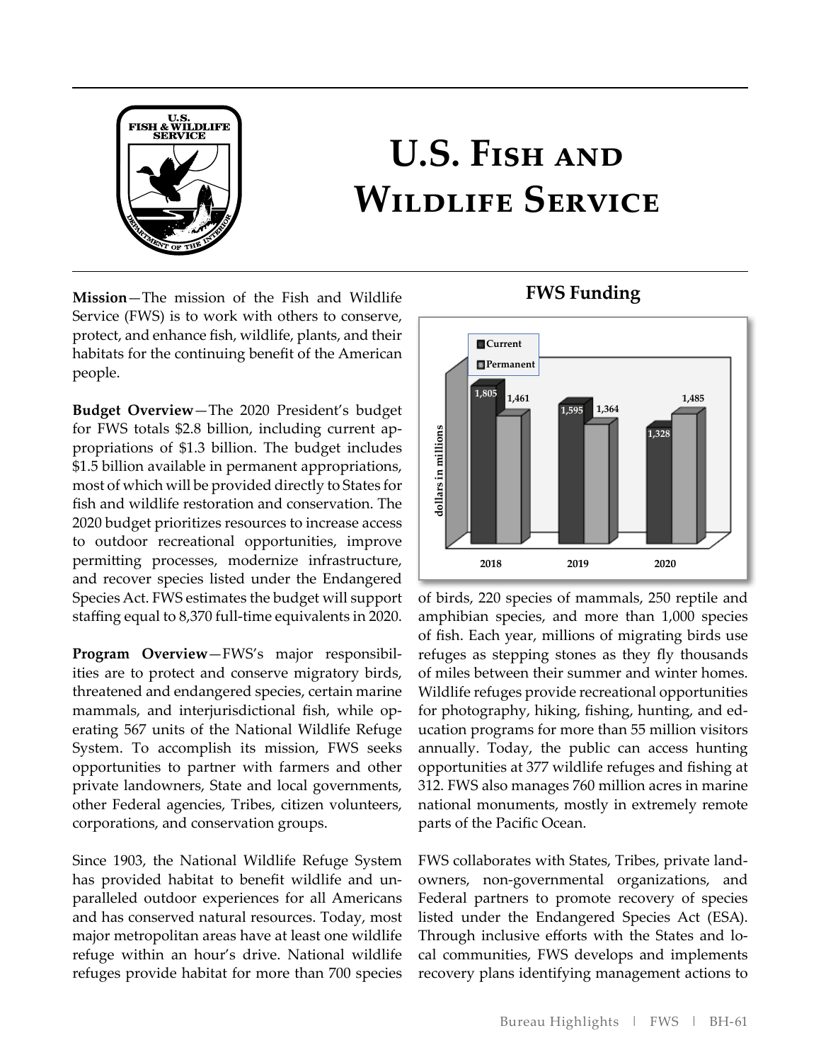# U.S. Fish and Wildlife Service

**Mission**—The mission of the Fish and Wildlife Service (FWS) is to work with others to conserve, protect, and enhance fish, wildlife, plants, and their habitats for the continuing benefit of the American people.

**Budget Overview**—The 2020 President's budget for FWS totals $2.8 billion, including current appropriations of $1.3 billion. The budget includes $1.5 billion available in permanent appropriations, most of which will be provided directly to States for fish and wildlife restoration and conservation. The 2020 budget prioritizes resources to increase access to outdoor recreational opportunities, improve permitting processes, modernize infrastructure, and recover species listed under the Endangered Species Act. FWS estimates the budget will support staffing equal to 8,370 full-time equivalents in 2020.

**Program Overview**—FWS's major responsibilities are to protect and conserve migratory birds, threatened and endangered species, certain marine mammals, and interjurisdictional fish, while operating 567 units of the National Wildlife Refuge System. To accomplish its mission, FWS seeks opportunities to partner with farmers and other private landowners, State and local governments, other Federal agencies, Tribes, citizen volunteers, corporations, and conservation groups.

Since 1903, the National Wildlife Refuge System has provided habitat to benefit wildlife and unparalleled outdoor experiences for all Americans and has conserved natural resources. Today, most major metropolitan areas have at least one wildlife refuge within an hour's drive. National wildlife refuges provide habitat for more than 700 species of birds, 220 species of mammals, 250 reptile and amphibian species, and more than 1,000 species of fish. Each year, millions of migrating birds use refuges as stepping stones as they fly thousands of miles between their summer and winter homes. Wildlife refuges provide recreational opportunities for photography, hiking, fishing, hunting, and education programs for more than 55 million visitors annually. Today, the public can access hunting opportunities at 377 wildlife refuges and fishing at 312. FWS also manages 760 million acres in marine national monuments, mostly in extremely remote parts of the Pacific Ocean.

**FWS Funding**

(dollars in millions)

| | 2018 | 2019 | 2020 |
|---|---|---|---|
| Current | 1,805 | 1,595 | 1,328 |
| Permanent | 1,461 | 1,364 | 1,485 |

FWS collaborates with States, Tribes, private landowners, non-governmental organizations, and Federal partners to promote recovery of species listed under the Endangered Species Act (ESA). Through inclusive efforts with the States and local communities, FWS develops and implements recovery plans identifying management actions to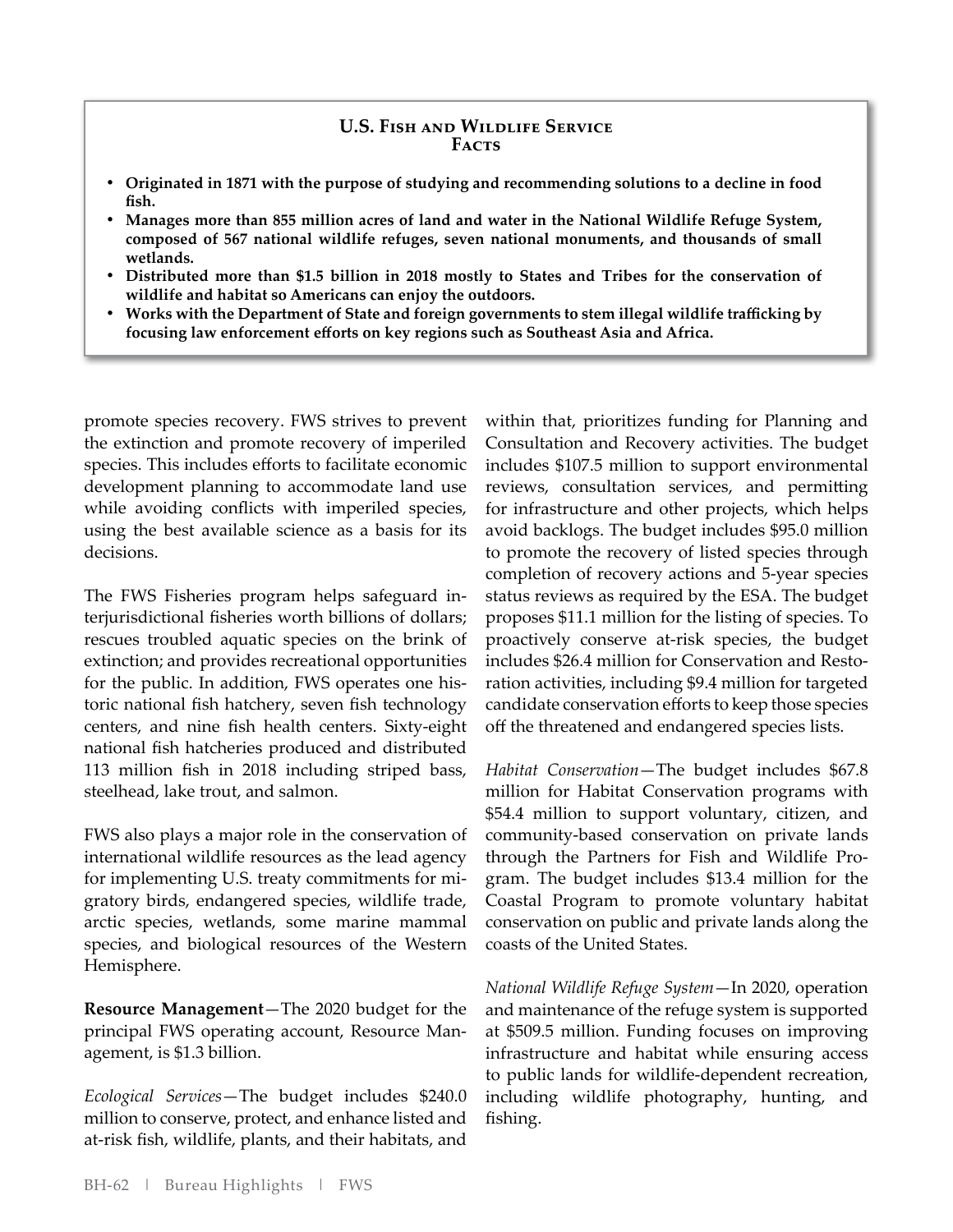**U.S. Fish and Wildlife Service**
**Facts**

- **Originated in 1871 with the purpose of studying and recommending solutions to a decline in food fish.**
- **Manages more than 855 million acres of land and water in the National Wildlife Refuge System, composed of 567 national wildlife refuges, seven national monuments, and thousands of small wetlands.**
- **Distributed more than $1.5 billion in 2018 mostly to States and Tribes for the conservation of wildlife and habitat so Americans can enjoy the outdoors.**
- **Works with the Department of State and foreign governments to stem illegal wildlife trafficking by focusing law enforcement efforts on key regions such as Southeast Asia and Africa.**

promote species recovery. FWS strives to prevent the extinction and promote recovery of imperiled species. This includes efforts to facilitate economic development planning to accommodate land use while avoiding conflicts with imperiled species, using the best available science as a basis for its decisions.

The FWS Fisheries program helps safeguard interjurisdictional fisheries worth billions of dollars; rescues troubled aquatic species on the brink of extinction; and provides recreational opportunities for the public. In addition, FWS operates one historic national fish hatchery, seven fish technology centers, and nine fish health centers. Sixty-eight national fish hatcheries produced and distributed 113 million fish in 2018 including striped bass, steelhead, lake trout, and salmon.

FWS also plays a major role in the conservation of international wildlife resources as the lead agency for implementing U.S. treaty commitments for migratory birds, endangered species, wildlife trade, arctic species, wetlands, some marine mammal species, and biological resources of the Western Hemisphere.

**Resource Management**—The 2020 budget for the principal FWS operating account, Resource Management, is $1.3 billion.

*Ecological Services*—The budget includes $240.0 million to conserve, protect, and enhance listed and at-risk fish, wildlife, plants, and their habitats, and within that, prioritizes funding for Planning and Consultation and Recovery activities. The budget includes $107.5 million to support environmental reviews, consultation services, and permitting for infrastructure and other projects, which helps avoid backlogs. The budget includes $95.0 million to promote the recovery of listed species through completion of recovery actions and 5-year species status reviews as required by the ESA. The budget proposes $11.1 million for the listing of species. To proactively conserve at-risk species, the budget includes $26.4 million for Conservation and Restoration activities, including $9.4 million for targeted candidate conservation efforts to keep those species off the threatened and endangered species lists.

*Habitat Conservation*—The budget includes $67.8 million for Habitat Conservation programs with $54.4 million to support voluntary, citizen, and community-based conservation on private lands through the Partners for Fish and Wildlife Program. The budget includes $13.4 million for the Coastal Program to promote voluntary habitat conservation on public and private lands along the coasts of the United States.

*National Wildlife Refuge System*—In 2020, operation and maintenance of the refuge system is supported at $509.5 million. Funding focuses on improving infrastructure and habitat while ensuring access to public lands for wildlife-dependent recreation, including wildlife photography, hunting, and fishing.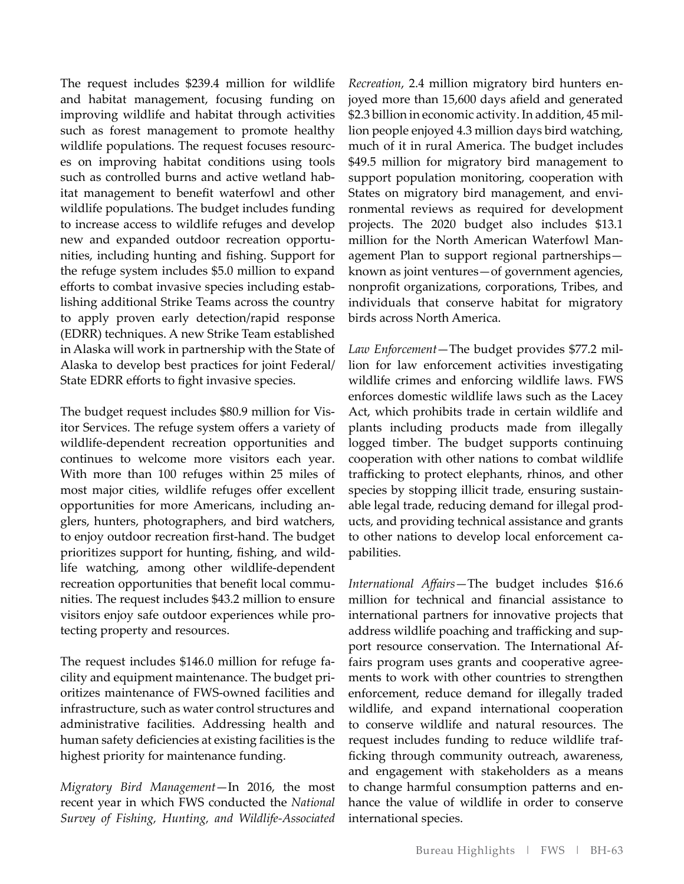The request includes $239.4 million for wildlife and habitat management, focusing funding on improving wildlife and habitat through activities such as forest management to promote healthy wildlife populations. The request focuses resources on improving habitat conditions using tools such as controlled burns and active wetland habitat management to benefit waterfowl and other wildlife populations. The budget includes funding to increase access to wildlife refuges and develop new and expanded outdoor recreation opportunities, including hunting and fishing. Support for the refuge system includes $5.0 million to expand efforts to combat invasive species including establishing additional Strike Teams across the country to apply proven early detection/rapid response (EDRR) techniques. A new Strike Team established in Alaska will work in partnership with the State of Alaska to develop best practices for joint Federal/State EDRR efforts to fight invasive species.

The budget request includes $80.9 million for Visitor Services. The refuge system offers a variety of wildlife-dependent recreation opportunities and continues to welcome more visitors each year. With more than 100 refuges within 25 miles of most major cities, wildlife refuges offer excellent opportunities for more Americans, including anglers, hunters, photographers, and bird watchers, to enjoy outdoor recreation first-hand. The budget prioritizes support for hunting, fishing, and wildlife watching, among other wildlife-dependent recreation opportunities that benefit local communities. The request includes $43.2 million to ensure visitors enjoy safe outdoor experiences while protecting property and resources.

The request includes $146.0 million for refuge facility and equipment maintenance. The budget prioritizes maintenance of FWS-owned facilities and infrastructure, such as water control structures and administrative facilities. Addressing health and human safety deficiencies at existing facilities is the highest priority for maintenance funding.

*Migratory Bird Management*—In 2016, the most recent year in which FWS conducted the *National Survey of Fishing, Hunting, and Wildlife-Associated Recreation*, 2.4 million migratory bird hunters enjoyed more than 15,600 days afield and generated $2.3 billion in economic activity. In addition, 45 million people enjoyed 4.3 million days bird watching, much of it in rural America. The budget includes $49.5 million for migratory bird management to support population monitoring, cooperation with States on migratory bird management, and environmental reviews as required for development projects. The 2020 budget also includes $13.1 million for the North American Waterfowl Management Plan to support regional partnerships—known as joint ventures—of government agencies, nonprofit organizations, corporations, Tribes, and individuals that conserve habitat for migratory birds across North America.

*Law Enforcement*—The budget provides $77.2 million for law enforcement activities investigating wildlife crimes and enforcing wildlife laws. FWS enforces domestic wildlife laws such as the Lacey Act, which prohibits trade in certain wildlife and plants including products made from illegally logged timber. The budget supports continuing cooperation with other nations to combat wildlife trafficking to protect elephants, rhinos, and other species by stopping illicit trade, ensuring sustainable legal trade, reducing demand for illegal products, and providing technical assistance and grants to other nations to develop local enforcement capabilities.

*International Affairs*—The budget includes $16.6 million for technical and financial assistance to international partners for innovative projects that address wildlife poaching and trafficking and support resource conservation. The International Affairs program uses grants and cooperative agreements to work with other countries to strengthen enforcement, reduce demand for illegally traded wildlife, and expand international cooperation to conserve wildlife and natural resources. The request includes funding to reduce wildlife trafficking through community outreach, awareness, and engagement with stakeholders as a means to change harmful consumption patterns and enhance the value of wildlife in order to conserve international species.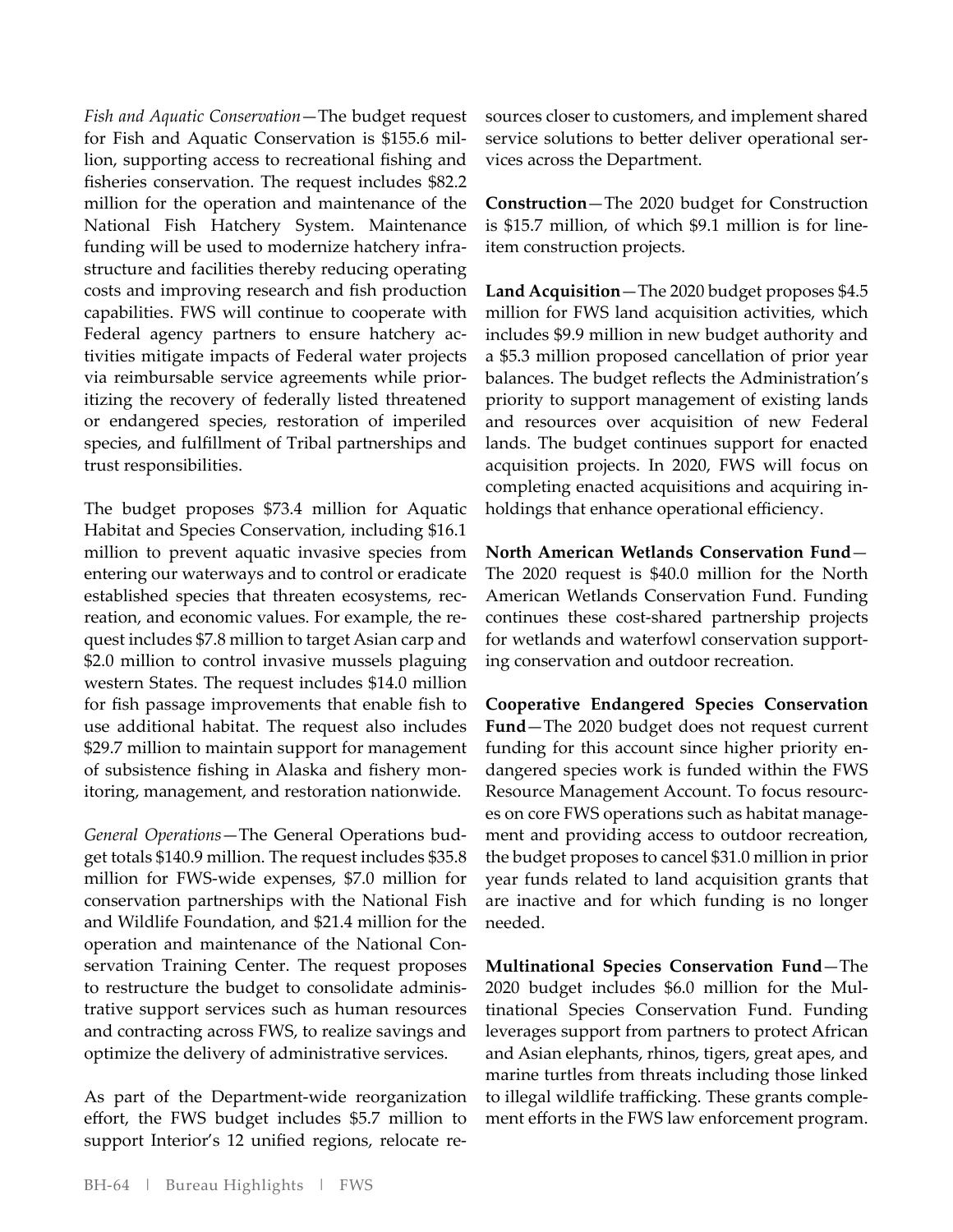*Fish and Aquatic Conservation*—The budget request for Fish and Aquatic Conservation is $155.6 million, supporting access to recreational fishing and fisheries conservation. The request includes $82.2 million for the operation and maintenance of the National Fish Hatchery System. Maintenance funding will be used to modernize hatchery infrastructure and facilities thereby reducing operating costs and improving research and fish production capabilities. FWS will continue to cooperate with Federal agency partners to ensure hatchery activities mitigate impacts of Federal water projects via reimbursable service agreements while prioritizing the recovery of federally listed threatened or endangered species, restoration of imperiled species, and fulfillment of Tribal partnerships and trust responsibilities.

The budget proposes $73.4 million for Aquatic Habitat and Species Conservation, including $16.1 million to prevent aquatic invasive species from entering our waterways and to control or eradicate established species that threaten ecosystems, recreation, and economic values. For example, the request includes $7.8 million to target Asian carp and $2.0 million to control invasive mussels plaguing western States. The request includes $14.0 million for fish passage improvements that enable fish to use additional habitat. The request also includes $29.7 million to maintain support for management of subsistence fishing in Alaska and fishery monitoring, management, and restoration nationwide.

*General Operations*—The General Operations budget totals $140.9 million. The request includes $35.8 million for FWS-wide expenses, $7.0 million for conservation partnerships with the National Fish and Wildlife Foundation, and $21.4 million for the operation and maintenance of the National Conservation Training Center. The request proposes to restructure the budget to consolidate administrative support services such as human resources and contracting across FWS, to realize savings and optimize the delivery of administrative services.

As part of the Department-wide reorganization effort, the FWS budget includes $5.7 million to support Interior's 12 unified regions, relocate resources closer to customers, and implement shared service solutions to better deliver operational services across the Department.

**Construction**—The 2020 budget for Construction is $15.7 million, of which $9.1 million is for line-item construction projects.

**Land Acquisition**—The 2020 budget proposes $4.5 million for FWS land acquisition activities, which includes $9.9 million in new budget authority and a $5.3 million proposed cancellation of prior year balances. The budget reflects the Administration's priority to support management of existing lands and resources over acquisition of new Federal lands. The budget continues support for enacted acquisition projects. In 2020, FWS will focus on completing enacted acquisitions and acquiring inholdings that enhance operational efficiency.

**North American Wetlands Conservation Fund**—The 2020 request is $40.0 million for the North American Wetlands Conservation Fund. Funding continues these cost-shared partnership projects for wetlands and waterfowl conservation supporting conservation and outdoor recreation.

**Cooperative Endangered Species Conservation Fund**—The 2020 budget does not request current funding for this account since higher priority endangered species work is funded within the FWS Resource Management Account. To focus resources on core FWS operations such as habitat management and providing access to outdoor recreation, the budget proposes to cancel $31.0 million in prior year funds related to land acquisition grants that are inactive and for which funding is no longer needed.

**Multinational Species Conservation Fund**—The 2020 budget includes $6.0 million for the Multinational Species Conservation Fund. Funding leverages support from partners to protect African and Asian elephants, rhinos, tigers, great apes, and marine turtles from threats including those linked to illegal wildlife trafficking. These grants complement efforts in the FWS law enforcement program.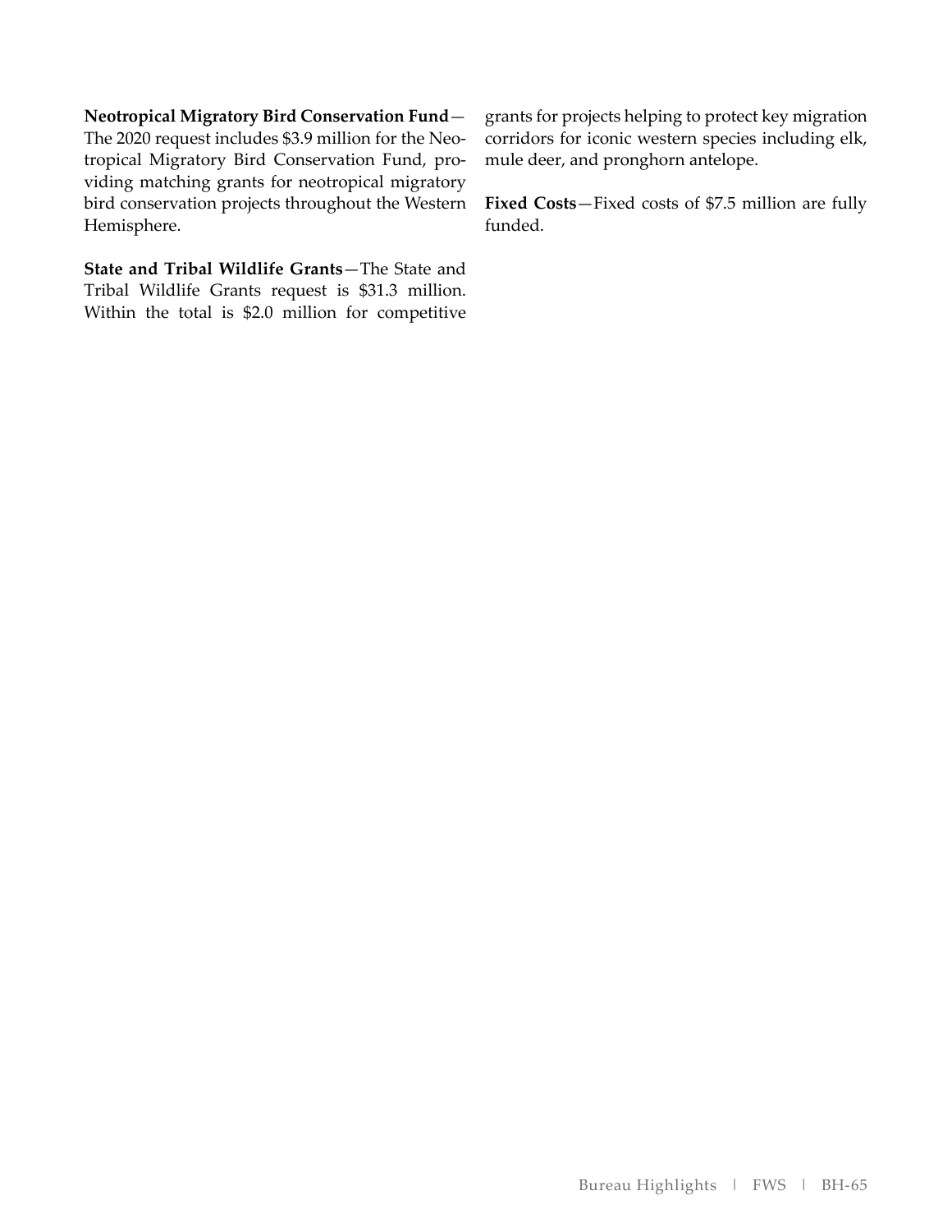**Neotropical Migratory Bird Conservation Fund**—The 2020 request includes $3.9 million for the Neotropical Migratory Bird Conservation Fund, providing matching grants for neotropical migratory bird conservation projects throughout the Western Hemisphere.

**State and Tribal Wildlife Grants**—The State and Tribal Wildlife Grants request is $31.3 million. Within the total is $2.0 million for competitive grants for projects helping to protect key migration corridors for iconic western species including elk, mule deer, and pronghorn antelope.

**Fixed Costs**—Fixed costs of $7.5 million are fully funded.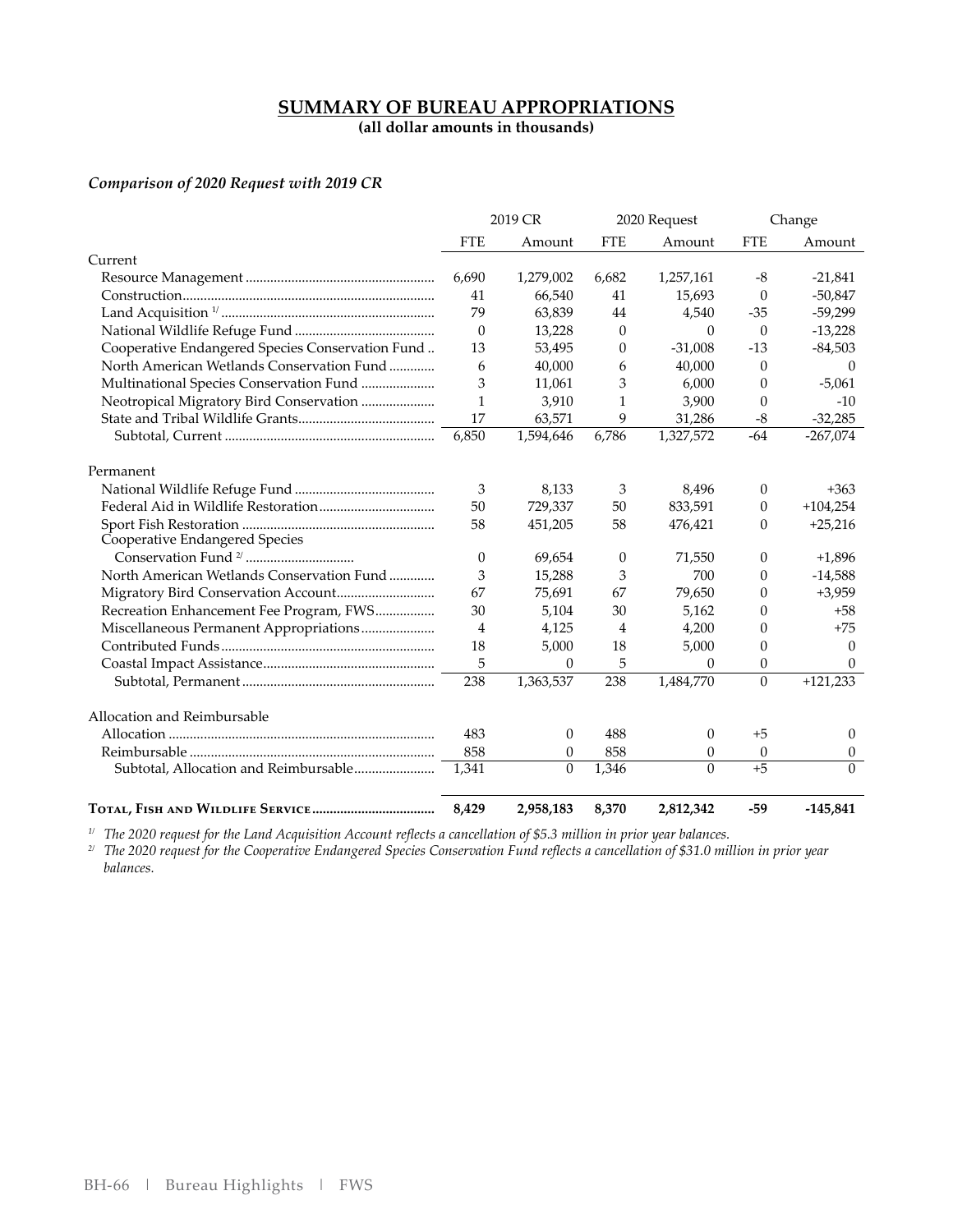## SUMMARY OF BUREAU APPROPRIATIONS

**(all dollar amounts in thousands)**

*Comparison of 2020 Request with 2019 CR*

| | 2019 CR | | 2020 Request | | Change | |
|---|---|---|---|---|---|---|
| | FTE | Amount | FTE | Amount | FTE | Amount |
| Current | | | | | | |
| Resource Management | 6,690 | 1,279,002 | 6,682 | 1,257,161 | -8 | -21,841 |
| Construction | 41 | 66,540 | 41 | 15,693 | 0 | -50,847 |
| Land Acquisition [1/] | 79 | 63,839 | 44 | 4,540 | -35 | -59,299 |
| National Wildlife Refuge Fund | 0 | 13,228 | 0 | 0 | 0 | -13,228 |
| Cooperative Endangered Species Conservation Fund | 13 | 53,495 | 0 | -31,008 | -13 | -84,503 |
| North American Wetlands Conservation Fund | 6 | 40,000 | 6 | 40,000 | 0 | 0 |
| Multinational Species Conservation Fund | 3 | 11,061 | 3 | 6,000 | 0 | -5,061 |
| Neotropical Migratory Bird Conservation | 1 | 3,910 | 1 | 3,900 | 0 | -10 |
| State and Tribal Wildlife Grants | 17 | 63,571 | 9 | 31,286 | -8 | -32,285 |
| Subtotal, Current | 6,850 | 1,594,646 | 6,786 | 1,327,572 | -64 | -267,074 |
| Permanent | | | | | | |
| National Wildlife Refuge Fund | 3 | 8,133 | 3 | 8,496 | 0 | +363 |
| Federal Aid in Wildlife Restoration | 50 | 729,337 | 50 | 833,591 | 0 | +104,254 |
| Sport Fish Restoration | 58 | 451,205 | 58 | 476,421 | 0 | +25,216 |
| Cooperative Endangered Species Conservation Fund [2/] | 0 | 69,654 | 0 | 71,550 | 0 | +1,896 |
| North American Wetlands Conservation Fund | 3 | 15,288 | 3 | 700 | 0 | -14,588 |
| Migratory Bird Conservation Account | 67 | 75,691 | 67 | 79,650 | 0 | +3,959 |
| Recreation Enhancement Fee Program, FWS | 30 | 5,104 | 30 | 5,162 | 0 | +58 |
| Miscellaneous Permanent Appropriations | 4 | 4,125 | 4 | 4,200 | 0 | +75 |
| Contributed Funds | 18 | 5,000 | 18 | 5,000 | 0 | 0 |
| Coastal Impact Assistance | 5 | 0 | 5 | 0 | 0 | 0 |
| Subtotal, Permanent | 238 | 1,363,537 | 238 | 1,484,770 | 0 | +121,233 |
| Allocation and Reimbursable | | | | | | |
| Allocation | 483 | 0 | 488 | 0 | +5 | 0 |
| Reimbursable | 858 | 0 | 858 | 0 | 0 | 0 |
| Subtotal, Allocation and Reimbursable | 1,341 | 0 | 1,346 | 0 | +5 | 0 |
| **Total, Fish and Wildlife Service** | **8,429** | **2,958,183** | **8,370** | **2,812,342** | **-59** | **-145,841** |

[1/] *The 2020 request for the Land Acquisition Account reflects a cancellation of $5.3 million in prior year balances.*

[2/] *The 2020 request for the Cooperative Endangered Species Conservation Fund reflects a cancellation of $31.0 million in prior year balances.*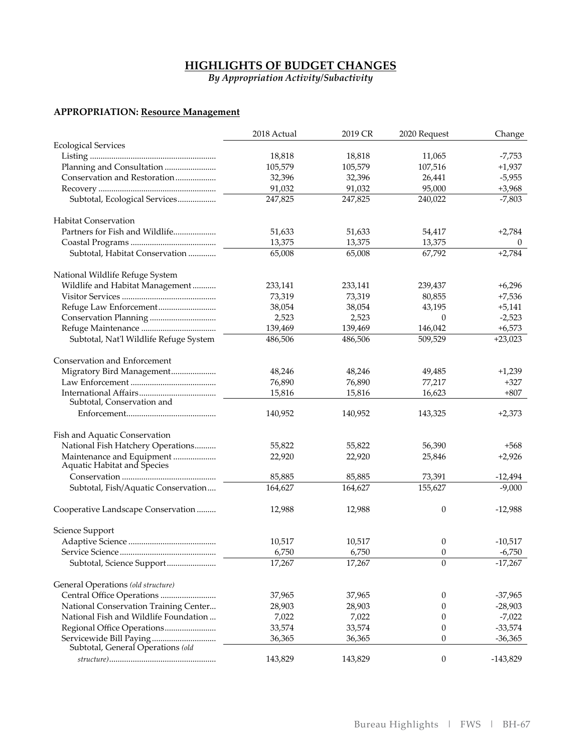## HIGHLIGHTS OF BUDGET CHANGES

*By Appropriation Activity/Subactivity*

**APPROPRIATION: Resource Management**

| | 2018 Actual | 2019 CR | 2020 Request | Change |
|---|---|---|---|---|
| Ecological Services | | | | |
| Listing | 18,818 | 18,818 | 11,065 | -7,753 |
| Planning and Consultation | 105,579 | 105,579 | 107,516 | +1,937 |
| Conservation and Restoration | 32,396 | 32,396 | 26,441 | -5,955 |
| Recovery | 91,032 | 91,032 | 95,000 | +3,968 |
| Subtotal, Ecological Services | 247,825 | 247,825 | 240,022 | -7,803 |
| Habitat Conservation | | | | |
| Partners for Fish and Wildlife | 51,633 | 51,633 | 54,417 | +2,784 |
| Coastal Programs | 13,375 | 13,375 | 13,375 | 0 |
| Subtotal, Habitat Conservation | 65,008 | 65,008 | 67,792 | +2,784 |
| National Wildlife Refuge System | | | | |
| Wildlife and Habitat Management | 233,141 | 233,141 | 239,437 | +6,296 |
| Visitor Services | 73,319 | 73,319 | 80,855 | +7,536 |
| Refuge Law Enforcement | 38,054 | 38,054 | 43,195 | +5,141 |
| Conservation Planning | 2,523 | 2,523 | 0 | -2,523 |
| Refuge Maintenance | 139,469 | 139,469 | 146,042 | +6,573 |
| Subtotal, Nat'l Wildlife Refuge System | 486,506 | 486,506 | 509,529 | +23,023 |
| Conservation and Enforcement | | | | |
| Migratory Bird Management | 48,246 | 48,246 | 49,485 | +1,239 |
| Law Enforcement | 76,890 | 76,890 | 77,217 | +327 |
| International Affairs | 15,816 | 15,816 | 16,623 | +807 |
| Subtotal, Conservation and Enforcement | 140,952 | 140,952 | 143,325 | +2,373 |
| Fish and Aquatic Conservation | | | | |
| National Fish Hatchery Operations | 55,822 | 55,822 | 56,390 | +568 |
| Maintenance and Equipment | 22,920 | 22,920 | 25,846 | +2,926 |
| Aquatic Habitat and Species Conservation | 85,885 | 85,885 | 73,391 | -12,494 |
| Subtotal, Fish/Aquatic Conservation | 164,627 | 164,627 | 155,627 | -9,000 |
| Cooperative Landscape Conservation | 12,988 | 12,988 | 0 | -12,988 |
| Science Support | | | | |
| Adaptive Science | 10,517 | 10,517 | 0 | -10,517 |
| Service Science | 6,750 | 6,750 | 0 | -6,750 |
| Subtotal, Science Support | 17,267 | 17,267 | 0 | -17,267 |
| General Operations *(old structure)* | | | | |
| Central Office Operations | 37,965 | 37,965 | 0 | -37,965 |
| National Conservation Training Center | 28,903 | 28,903 | 0 | -28,903 |
| National Fish and Wildlife Foundation | 7,022 | 7,022 | 0 | -7,022 |
| Regional Office Operations | 33,574 | 33,574 | 0 | -33,574 |
| Servicewide Bill Paying | 36,365 | 36,365 | 0 | -36,365 |
| Subtotal, General Operations *(old structure)* | 143,829 | 143,829 | 0 | -143,829 |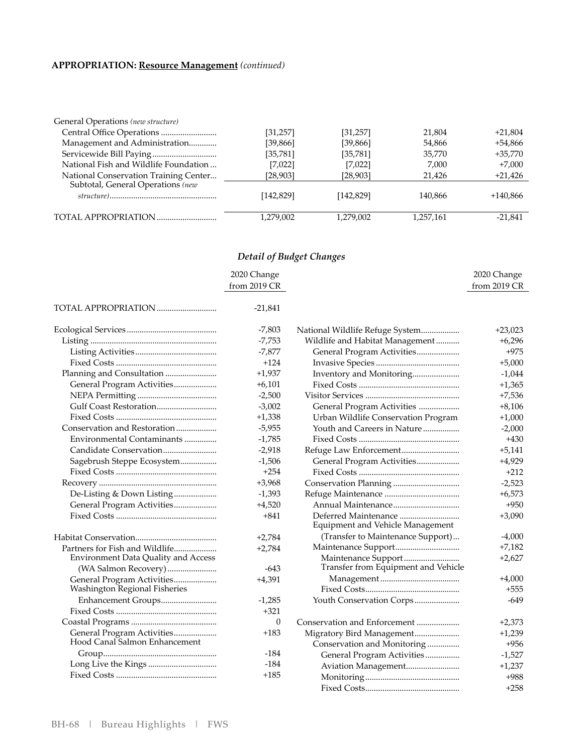**APPROPRIATION: Resource Management** *(continued)*

| | | | | |
|---|---|---|---|---|
| General Operations *(new structure)* | | | | |
| Central Office Operations | [31,257] | [31,257] | 21,804 | +21,804 |
| Management and Administration | [39,866] | [39,866] | 54,866 | +54,866 |
| Servicewide Bill Paying | [35,781] | [35,781] | 35,770 | +35,770 |
| National Fish and Wildlife Foundation | [7,022] | [7,022] | 7,000 | +7,000 |
| National Conservation Training Center | [28,903] | [28,903] | 21,426 | +21,426 |
| Subtotal, General Operations *(new structure)* | [142,829] | [142,829] | 140,866 | +140,866 |
| TOTAL APPROPRIATION | 1,279,002 | 1,279,002 | 1,257,161 | -21,841 |

### *Detail of Budget Changes*

| | 2020 Change from 2019 CR |
|---|---|
| TOTAL APPROPRIATION | -21,841 |
| Ecological Services | -7,803 |
| Listing | -7,753 |
| Listing Activities | -7,877 |
| Fixed Costs | +124 |
| Planning and Consultation | +1,937 |
| General Program Activities | +6,101 |
| NEPA Permitting | -2,500 |
| Gulf Coast Restoration | -3,002 |
| Fixed Costs | +1,338 |
| Conservation and Restoration | -5,955 |
| Environmental Contaminants | -1,785 |
| Candidate Conservation | -2,918 |
| Sagebrush Steppe Ecosystem | -1,506 |
| Fixed Costs | +254 |
| Recovery | +3,968 |
| De-Listing & Down Listing | -1,393 |
| General Program Activities | +4,520 |
| Fixed Costs | +841 |
| Habitat Conservation | +2,784 |
| Partners for Fish and Wildlife | +2,784 |
| Environment Data Quality and Access (WA Salmon Recovery) | -643 |
| General Program Activities | +4,391 |
| Washington Regional Fisheries Enhancement Groups | -1,285 |
| Fixed Costs | +321 |
| Coastal Programs | 0 |
| General Program Activities | +183 |
| Hood Canal Salmon Enhancement Group | -184 |
| Long Live the Kings | -184 |
| Fixed Costs | +185 |

| | 2020 Change from 2019 CR |
|---|---|
| National Wildlife Refuge System | +23,023 |
| Wildlife and Habitat Management | +6,296 |
| General Program Activities | +975 |
| Invasive Species | +5,000 |
| Inventory and Monitoring | -1,044 |
| Fixed Costs | +1,365 |
| Visitor Services | +7,536 |
| General Program Activities | +8,106 |
| Urban Wildlife Conservation Program | +1,000 |
| Youth and Careers in Nature | -2,000 |
| Fixed Costs | +430 |
| Refuge Law Enforcement | +5,141 |
| General Program Activities | +4,929 |
| Fixed Costs | +212 |
| Conservation Planning | -2,523 |
| Refuge Maintenance | +6,573 |
| Annual Maintenance | +950 |
| Deferred Maintenance | +3,090 |
| Equipment and Vehicle Management (Transfer to Maintenance Support) | -4,000 |
| Maintenance Support | +7,182 |
| Maintenance Support | +2,627 |
| Transfer from Equipment and Vehicle Management | +4,000 |
| Fixed Costs | +555 |
| Youth Conservation Corps | -649 |
| Conservation and Enforcement | +2,373 |
| Migratory Bird Management | +1,239 |
| Conservation and Monitoring | +956 |
| General Program Activities | -1,527 |
| Aviation Management | +1,237 |
| Monitoring | +988 |
| Fixed Costs | +258 |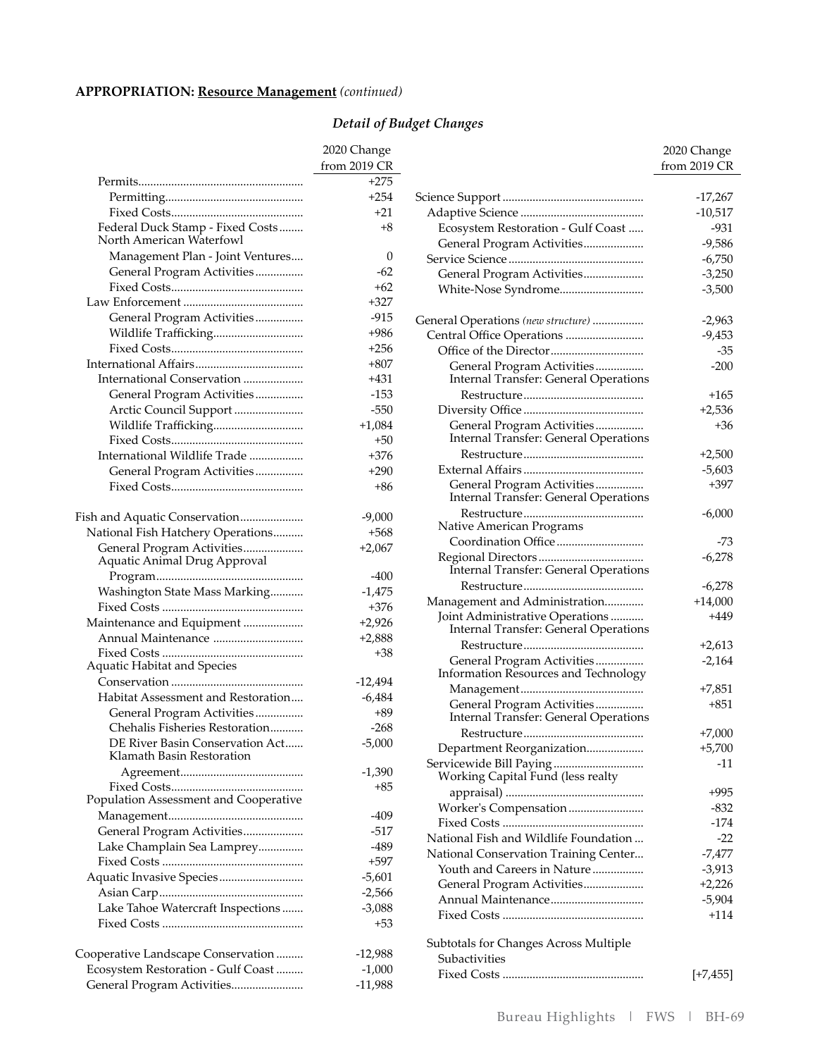**APPROPRIATION: Resource Management** *(continued)*

### *Detail of Budget Changes*

| | 2020 Change from 2019 CR |
|---|---|
| Permits | +275 |
| Permitting | +254 |
| Fixed Costs | +21 |
| Federal Duck Stamp - Fixed Costs | +8 |
| North American Waterfowl Management Plan - Joint Ventures | 0 |
| General Program Activities | -62 |
| Fixed Costs | +62 |
| Law Enforcement | +327 |
| General Program Activities | -915 |
| Wildlife Trafficking | +986 |
| Fixed Costs | +256 |
| International Affairs | +807 |
| International Conservation | +431 |
| General Program Activities | -153 |
| Arctic Council Support | -550 |
| Wildlife Trafficking | +1,084 |
| Fixed Costs | +50 |
| International Wildlife Trade | +376 |
| General Program Activities | +290 |
| Fixed Costs | +86 |
| | |
| Fish and Aquatic Conservation | -9,000 |
| National Fish Hatchery Operations | +568 |
| General Program Activities | +2,067 |
| Aquatic Animal Drug Approval Program | -400 |
| Washington State Mass Marking | -1,475 |
| Fixed Costs | +376 |
| Maintenance and Equipment | +2,926 |
| Annual Maintenance | +2,888 |
| Fixed Costs | +38 |
| Aquatic Habitat and Species Conservation | -12,494 |
| Habitat Assessment and Restoration | -6,484 |
| General Program Activities | +89 |
| Chehalis Fisheries Restoration | -268 |
| DE River Basin Conservation Act | -5,000 |
| Klamath Basin Restoration Agreement | -1,390 |
| Fixed Costs | +85 |
| Population Assessment and Cooperative Management | -409 |
| General Program Activities | -517 |
| Lake Champlain Sea Lamprey | -489 |
| Fixed Costs | +597 |
| Aquatic Invasive Species | -5,601 |
| Asian Carp | -2,566 |
| Lake Tahoe Watercraft Inspections | -3,088 |
| Fixed Costs | +53 |
| | |
| Cooperative Landscape Conservation | -12,988 |
| Ecosystem Restoration - Gulf Coast | -1,000 |
| General Program Activities | -11,988 |
| | |
| Science Support | -17,267 |
| Adaptive Science | -10,517 |
| Ecosystem Restoration - Gulf Coast | -931 |
| General Program Activities | -9,586 |
| Service Science | -6,750 |
| General Program Activities | -3,250 |
| White-Nose Syndrome | -3,500 |
| | |
| General Operations *(new structure)* | -2,963 |
| Central Office Operations | -9,453 |
| Office of the Director | -35 |
| General Program Activities | -200 |
| Internal Transfer: General Operations Restructure | +165 |
| Diversity Office | +2,536 |
| General Program Activities | +36 |
| Internal Transfer: General Operations Restructure | +2,500 |
| External Affairs | -5,603 |
| General Program Activities | +397 |
| Internal Transfer: General Operations Restructure | -6,000 |
| Native American Programs Coordination Office | -73 |
| Regional Directors | -6,278 |
| Internal Transfer: General Operations Restructure | -6,278 |
| Management and Administration | +14,000 |
| Joint Administrative Operations | +449 |
| Internal Transfer: General Operations Restructure | +2,613 |
| General Program Activities | -2,164 |
| Information Resources and Technology Management | +7,851 |
| General Program Activities | +851 |
| Internal Transfer: General Operations Restructure | +7,000 |
| Department Reorganization | +5,700 |
| Servicewide Bill Paying | -11 |
| Working Capital Fund (less realty appraisal) | +995 |
| Worker's Compensation | -832 |
| Fixed Costs | -174 |
| National Fish and Wildlife Foundation | -22 |
| National Conservation Training Center | -7,477 |
| Youth and Careers in Nature | -3,913 |
| General Program Activities | +2,226 |
| Annual Maintenance | -5,904 |
| Fixed Costs | +114 |
| | |
| Subtotals for Changes Across Multiple Subactivities | |
| Fixed Costs | [+7,455] |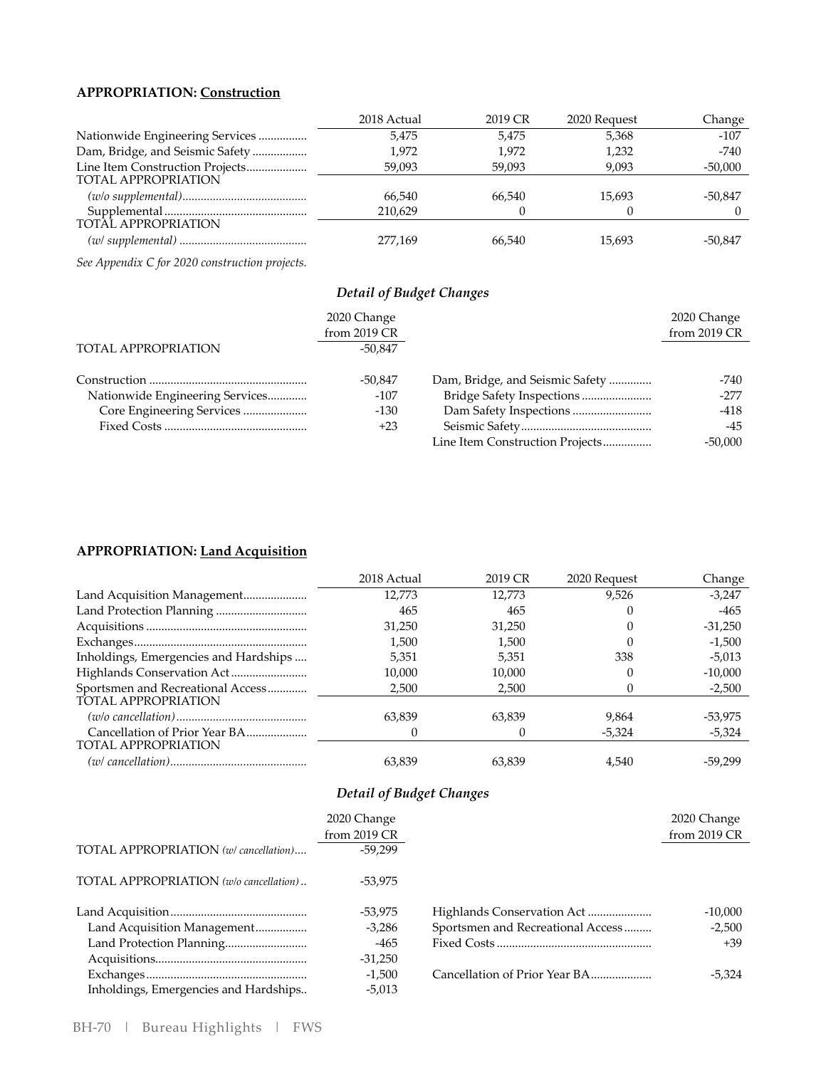**APPROPRIATION: Construction**

| | 2018 Actual | 2019 CR | 2020 Request | Change |
|---|---|---|---|---|
| Nationwide Engineering Services | 5,475 | 5,475 | 5,368 | -107 |
| Dam, Bridge, and Seismic Safety | 1,972 | 1,972 | 1,232 | -740 |
| Line Item Construction Projects | 59,093 | 59,093 | 9,093 | -50,000 |
| TOTAL APPROPRIATION *(w/o supplemental)* | 66,540 | 66,540 | 15,693 | -50,847 |
| Supplemental | 210,629 | 0 | 0 | 0 |
| TOTAL APPROPRIATION *(w/ supplemental)* | 277,169 | 66,540 | 15,693 | -50,847 |

*See Appendix C for 2020 construction projects.*

### *Detail of Budget Changes*

| | 2020 Change from 2019 CR |
|---|---|
| TOTAL APPROPRIATION | -50,847 |
| Construction | -50,847 |
| Nationwide Engineering Services | -107 |
| Core Engineering Services | -130 |
| Fixed Costs | +23 |
| Dam, Bridge, and Seismic Safety | -740 |
| Bridge Safety Inspections | -277 |
| Dam Safety Inspections | -418 |
| Seismic Safety | -45 |
| Line Item Construction Projects | -50,000 |

**APPROPRIATION: Land Acquisition**

| | 2018 Actual | 2019 CR | 2020 Request | Change |
|---|---|---|---|---|
| Land Acquisition Management | 12,773 | 12,773 | 9,526 | -3,247 |
| Land Protection Planning | 465 | 465 | 0 | -465 |
| Acquisitions | 31,250 | 31,250 | 0 | -31,250 |
| Exchanges | 1,500 | 1,500 | 0 | -1,500 |
| Inholdings, Emergencies and Hardships | 5,351 | 5,351 | 338 | -5,013 |
| Highlands Conservation Act | 10,000 | 10,000 | 0 | -10,000 |
| Sportsmen and Recreational Access | 2,500 | 2,500 | 0 | -2,500 |
| TOTAL APPROPRIATION *(w/o cancellation)* | 63,839 | 63,839 | 9,864 | -53,975 |
| Cancellation of Prior Year BA | 0 | 0 | -5,324 | -5,324 |
| TOTAL APPROPRIATION *(w/ cancellation)* | 63,839 | 63,839 | 4,540 | -59,299 |

### *Detail of Budget Changes*

| | 2020 Change from 2019 CR |
|---|---|
| TOTAL APPROPRIATION *(w/ cancellation)* | -59,299 |
| TOTAL APPROPRIATION *(w/o cancellation)* | -53,975 |
| Land Acquisition | -53,975 |
| Land Acquisition Management | -3,286 |
| Land Protection Planning | -465 |
| Acquisitions | -31,250 |
| Exchanges | -1,500 |
| Inholdings, Emergencies and Hardships | -5,013 |
| Highlands Conservation Act | -10,000 |
| Sportsmen and Recreational Access | -2,500 |
| Fixed Costs | +39 |
| Cancellation of Prior Year BA | -5,324 |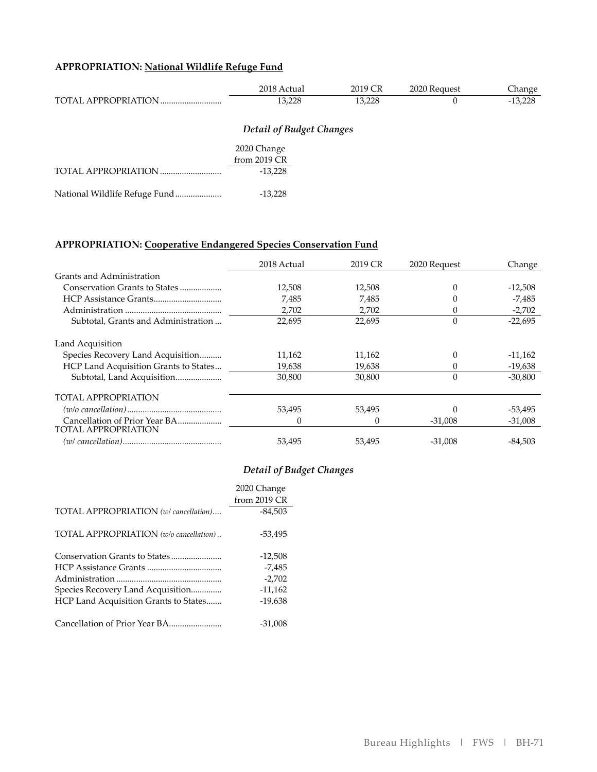**APPROPRIATION: National Wildlife Refuge Fund**

| | 2018 Actual | 2019 CR | 2020 Request | Change |
|---|---|---|---|---|
| TOTAL APPROPRIATION | 13,228 | 13,228 | 0 | -13,228 |

*Detail of Budget Changes*

| | 2020 Change from 2019 CR |
|---|---|
| TOTAL APPROPRIATION | -13,228 |
| | |
| National Wildlife Refuge Fund | -13,228 |

**APPROPRIATION: Cooperative Endangered Species Conservation Fund**

| | 2018 Actual | 2019 CR | 2020 Request | Change |
|---|---|---|---|---|
| Grants and Administration | | | | |
| Conservation Grants to States | 12,508 | 12,508 | 0 | -12,508 |
| HCP Assistance Grants | 7,485 | 7,485 | 0 | -7,485 |
| Administration | 2,702 | 2,702 | 0 | -2,702 |
| Subtotal, Grants and Administration | 22,695 | 22,695 | 0 | -22,695 |
| | | | | |
| Land Acquisition | | | | |
| Species Recovery Land Acquisition | 11,162 | 11,162 | 0 | -11,162 |
| HCP Land Acquisition Grants to States | 19,638 | 19,638 | 0 | -19,638 |
| Subtotal, Land Acquisition | 30,800 | 30,800 | 0 | -30,800 |
| | | | | |
| TOTAL APPROPRIATION *(w/o cancellation)* | 53,495 | 53,495 | 0 | -53,495 |
| Cancellation of Prior Year BA | 0 | 0 | -31,008 | -31,008 |
| TOTAL APPROPRIATION *(w/ cancellation)* | 53,495 | 53,495 | -31,008 | -84,503 |

*Detail of Budget Changes*

| | 2020 Change from 2019 CR |
|---|---|
| TOTAL APPROPRIATION *(w/ cancellation)* | -84,503 |
| | |
| TOTAL APPROPRIATION *(w/o cancellation)* | -53,495 |
| | |
| Conservation Grants to States | -12,508 |
| HCP Assistance Grants | -7,485 |
| Administration | -2,702 |
| Species Recovery Land Acquisition | -11,162 |
| HCP Land Acquisition Grants to States | -19,638 |
| | |
| Cancellation of Prior Year BA | -31,008 |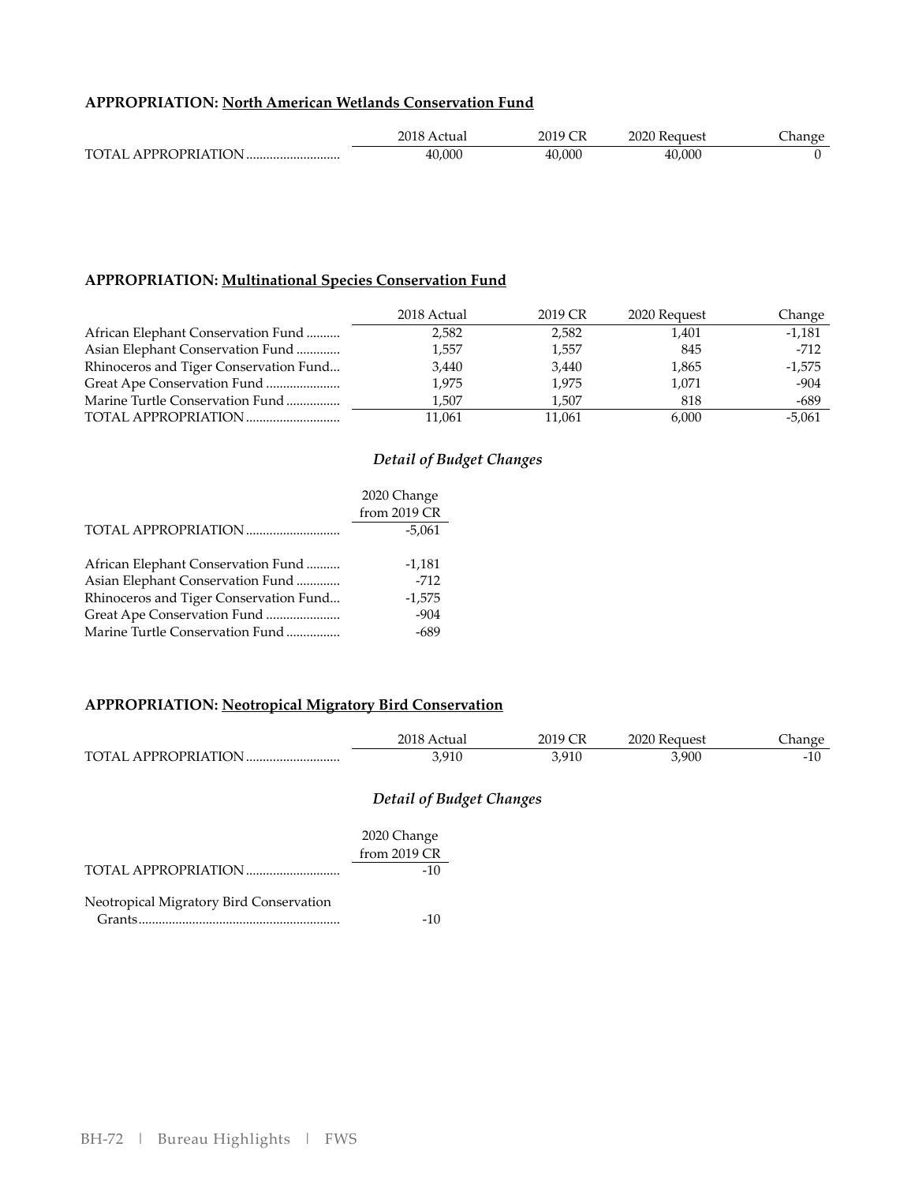**APPROPRIATION: North American Wetlands Conservation Fund**

| | 2018 Actual | 2019 CR | 2020 Request | Change |
|---|---|---|---|---|
| TOTAL APPROPRIATION | 40,000 | 40,000 | 40,000 | 0 |

**APPROPRIATION: Multinational Species Conservation Fund**

| | 2018 Actual | 2019 CR | 2020 Request | Change |
|---|---|---|---|---|
| African Elephant Conservation Fund | 2,582 | 2,582 | 1,401 | -1,181 |
| Asian Elephant Conservation Fund | 1,557 | 1,557 | 845 | -712 |
| Rhinoceros and Tiger Conservation Fund | 3,440 | 3,440 | 1,865 | -1,575 |
| Great Ape Conservation Fund | 1,975 | 1,975 | 1,071 | -904 |
| Marine Turtle Conservation Fund | 1,507 | 1,507 | 818 | -689 |
| TOTAL APPROPRIATION | 11,061 | 11,061 | 6,000 | -5,061 |

### *Detail of Budget Changes*

| | 2020 Change from 2019 CR |
|---|---|
| TOTAL APPROPRIATION | -5,061 |
| | |
| African Elephant Conservation Fund | -1,181 |
| Asian Elephant Conservation Fund | -712 |
| Rhinoceros and Tiger Conservation Fund | -1,575 |
| Great Ape Conservation Fund | -904 |
| Marine Turtle Conservation Fund | -689 |

**APPROPRIATION: Neotropical Migratory Bird Conservation**

| | 2018 Actual | 2019 CR | 2020 Request | Change |
|---|---|---|---|---|
| TOTAL APPROPRIATION | 3,910 | 3,910 | 3,900 | -10 |

### *Detail of Budget Changes*

| | 2020 Change from 2019 CR |
|---|---|
| TOTAL APPROPRIATION | -10 |
| | |
| Neotropical Migratory Bird Conservation Grants | -10 |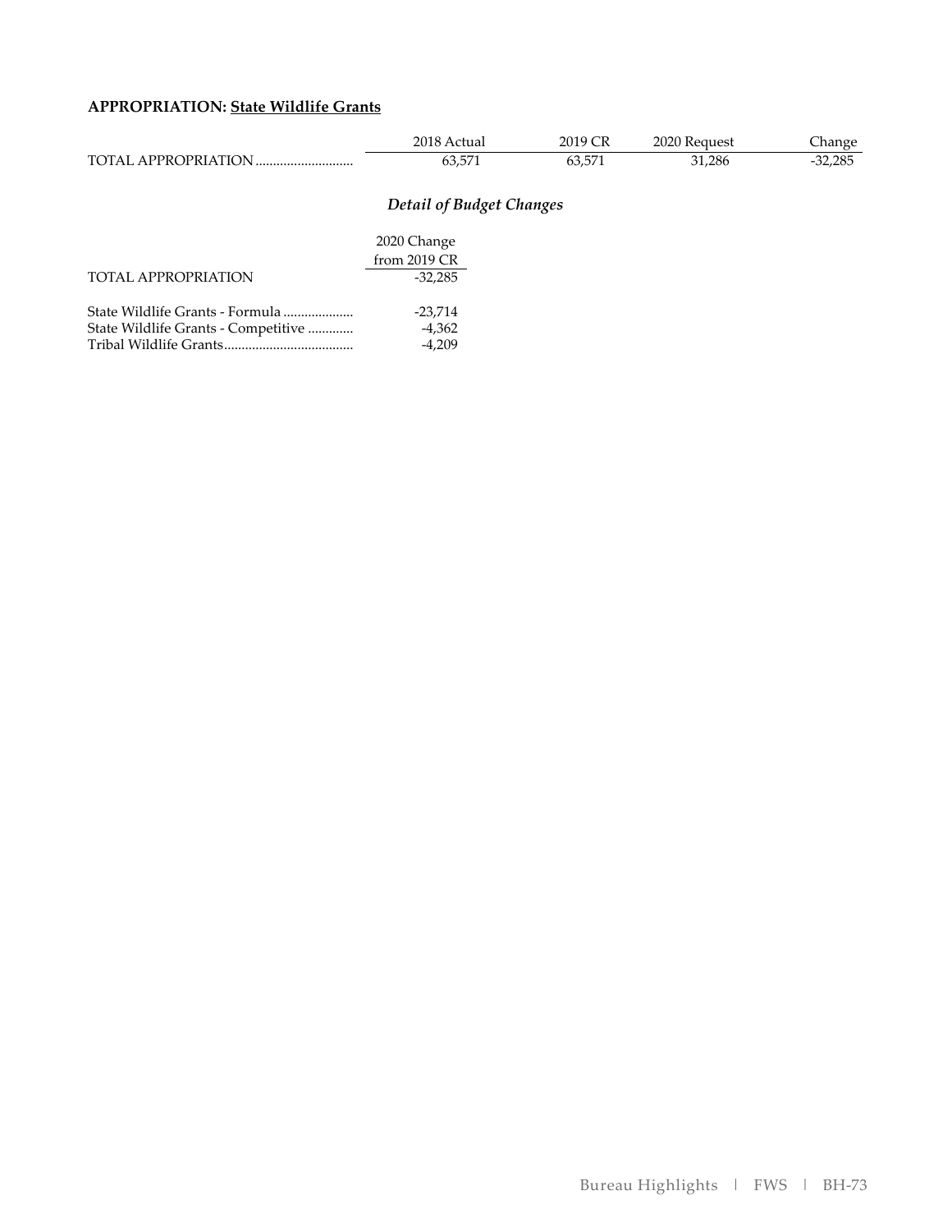**APPROPRIATION: State Wildlife Grants**

| | 2018 Actual | 2019 CR | 2020 Request | Change |
|---|---|---|---|---|
| TOTAL APPROPRIATION | 63,571 | 63,571 | 31,286 | -32,285 |

*Detail of Budget Changes*

| | 2020 Change from 2019 CR |
|---|---|
| TOTAL APPROPRIATION | -32,285 |
| State Wildlife Grants - Formula | -23,714 |
| State Wildlife Grants - Competitive | -4,362 |
| Tribal Wildlife Grants | -4,209 |